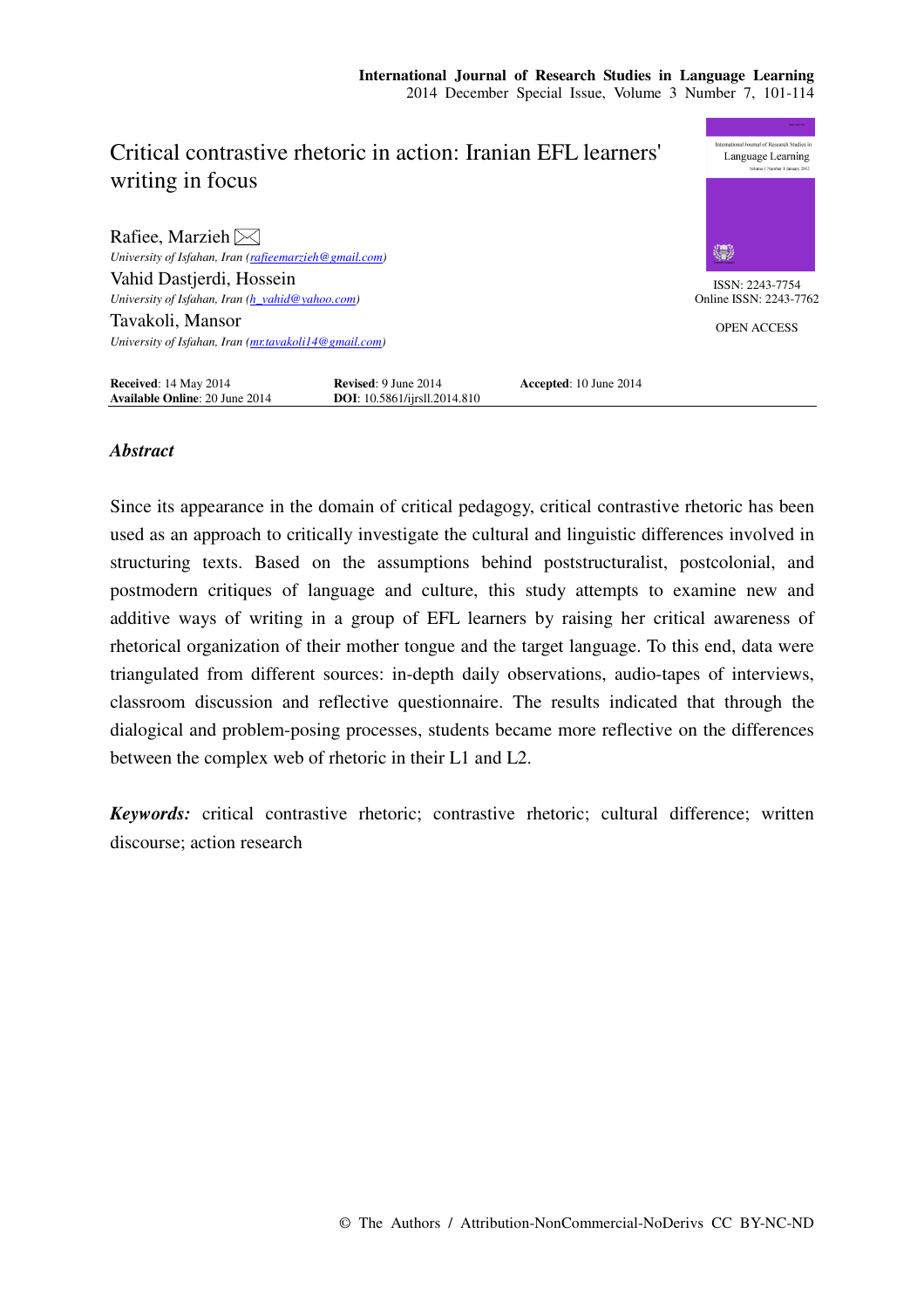# Critical contrastive rhetoric in action: Iranian EFL learners' writing in focus

Rafiee, Marzieh ✉
*University of Isfahan, Iran (rafieemarzieh@gmail.com)*

Vahid Dastjerdi, Hossein
*University of Isfahan, Iran (h_vahid@yahoo.com)*

Tavakoli, Mansor
*University of Isfahan, Iran (mr.tavakoli14@gmail.com)*

ISSN: 2243-7754
Online ISSN: 2243-7762

OPEN ACCESS

**Received**: 14 May 2014 **Revised**: 9 June 2014 **Accepted**: 10 June 2014
**Available Online**: 20 June 2014 **DOI**: 10.5861/ijrsll.2014.810

## *Abstract*

Since its appearance in the domain of critical pedagogy, critical contrastive rhetoric has been used as an approach to critically investigate the cultural and linguistic differences involved in structuring texts. Based on the assumptions behind poststructuralist, postcolonial, and postmodern critiques of language and culture, this study attempts to examine new and additive ways of writing in a group of EFL learners by raising her critical awareness of rhetorical organization of their mother tongue and the target language. To this end, data were triangulated from different sources: in-depth daily observations, audio-tapes of interviews, classroom discussion and reflective questionnaire. The results indicated that through the dialogical and problem-posing processes, students became more reflective on the differences between the complex web of rhetoric in their L1 and L2.

***Keywords:*** critical contrastive rhetoric; contrastive rhetoric; cultural difference; written discourse; action research

© The Authors / Attribution-NonCommercial-NoDerivs CC BY-NC-ND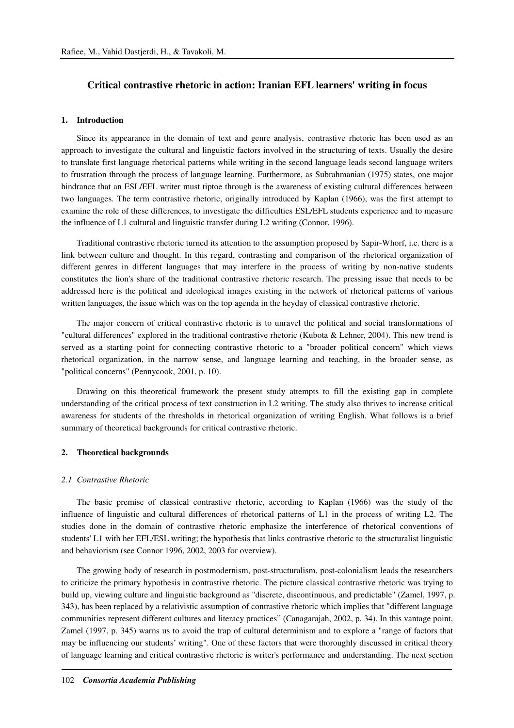# Critical contrastive rhetoric in action: Iranian EFL learners' writing in focus

## 1. Introduction

Since its appearance in the domain of text and genre analysis, contrastive rhetoric has been used as an approach to investigate the cultural and linguistic factors involved in the structuring of texts. Usually the desire to translate first language rhetorical patterns while writing in the second language leads second language writers to frustration through the process of language learning. Furthermore, as Subrahmanian (1975) states, one major hindrance that an ESL/EFL writer must tiptoe through is the awareness of existing cultural differences between two languages. The term contrastive rhetoric, originally introduced by Kaplan (1966), was the first attempt to examine the role of these differences, to investigate the difficulties ESL/EFL students experience and to measure the influence of L1 cultural and linguistic transfer during L2 writing (Connor, 1996).

Traditional contrastive rhetoric turned its attention to the assumption proposed by Sapir-Whorf, i.e. there is a link between culture and thought. In this regard, contrasting and comparison of the rhetorical organization of different genres in different languages that may interfere in the process of writing by non-native students constitutes the lion's share of the traditional contrastive rhetoric research. The pressing issue that needs to be addressed here is the political and ideological images existing in the network of rhetorical patterns of various written languages, the issue which was on the top agenda in the heyday of classical contrastive rhetoric.

The major concern of critical contrastive rhetoric is to unravel the political and social transformations of "cultural differences" explored in the traditional contrastive rhetoric (Kubota & Lehner, 2004). This new trend is served as a starting point for connecting contrastive rhetoric to a "broader political concern" which views rhetorical organization, in the narrow sense, and language learning and teaching, in the broader sense, as "political concerns" (Pennycook, 2001, p. 10).

Drawing on this theoretical framework the present study attempts to fill the existing gap in complete understanding of the critical process of text construction in L2 writing. The study also thrives to increase critical awareness for students of the thresholds in rhetorical organization of writing English. What follows is a brief summary of theoretical backgrounds for critical contrastive rhetoric.

## 2. Theoretical backgrounds

### *2.1 Contrastive Rhetoric*

The basic premise of classical contrastive rhetoric, according to Kaplan (1966) was the study of the influence of linguistic and cultural differences of rhetorical patterns of L1 in the process of writing L2. The studies done in the domain of contrastive rhetoric emphasize the interference of rhetorical conventions of students' L1 with her EFL/ESL writing; the hypothesis that links contrastive rhetoric to the structuralist linguistic and behaviorism (see Connor 1996, 2002, 2003 for overview).

The growing body of research in postmodernism, post-structuralism, post-colonialism leads the researchers to criticize the primary hypothesis in contrastive rhetoric. The picture classical contrastive rhetoric was trying to build up, viewing culture and linguistic background as "discrete, discontinuous, and predictable" (Zamel, 1997, p. 343), has been replaced by a relativistic assumption of contrastive rhetoric which implies that "different language communities represent different cultures and literacy practices" (Canagarajah, 2002, p. 34). In this vantage point, Zamel (1997, p. 345) warns us to avoid the trap of cultural determinism and to explore a "range of factors that may be influencing our students' writing". One of these factors that were thoroughly discussed in critical theory of language learning and critical contrastive rhetoric is writer's performance and understanding. The next section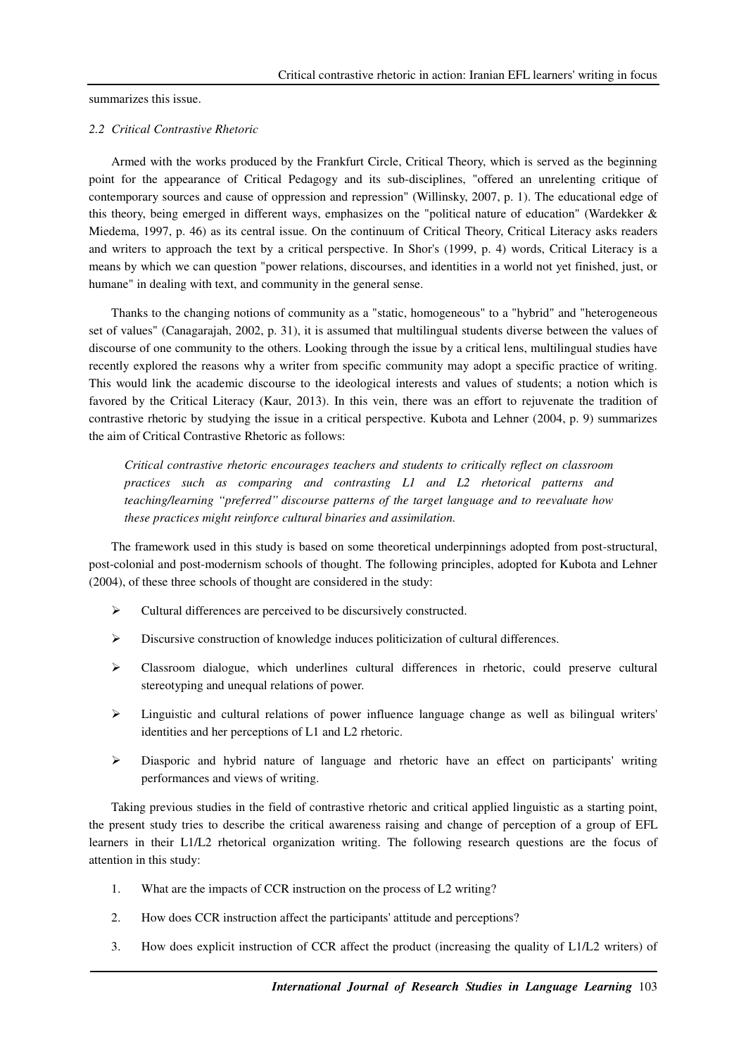summarizes this issue.

### *2.2 Critical Contrastive Rhetoric*

Armed with the works produced by the Frankfurt Circle, Critical Theory, which is served as the beginning point for the appearance of Critical Pedagogy and its sub-disciplines, "offered an unrelenting critique of contemporary sources and cause of oppression and repression" (Willinsky, 2007, p. 1). The educational edge of this theory, being emerged in different ways, emphasizes on the "political nature of education" (Wardekker & Miedema, 1997, p. 46) as its central issue. On the continuum of Critical Theory, Critical Literacy asks readers and writers to approach the text by a critical perspective. In Shor's (1999, p. 4) words, Critical Literacy is a means by which we can question "power relations, discourses, and identities in a world not yet finished, just, or humane" in dealing with text, and community in the general sense.

Thanks to the changing notions of community as a "static, homogeneous" to a "hybrid" and "heterogeneous set of values" (Canagarajah, 2002, p. 31), it is assumed that multilingual students diverse between the values of discourse of one community to the others. Looking through the issue by a critical lens, multilingual studies have recently explored the reasons why a writer from specific community may adopt a specific practice of writing. This would link the academic discourse to the ideological interests and values of students; a notion which is favored by the Critical Literacy (Kaur, 2013). In this vein, there was an effort to rejuvenate the tradition of contrastive rhetoric by studying the issue in a critical perspective. Kubota and Lehner (2004, p. 9) summarizes the aim of Critical Contrastive Rhetoric as follows:

> *Critical contrastive rhetoric encourages teachers and students to critically reflect on classroom practices such as comparing and contrasting L1 and L2 rhetorical patterns and teaching/learning "preferred" discourse patterns of the target language and to reevaluate how these practices might reinforce cultural binaries and assimilation.*

The framework used in this study is based on some theoretical underpinnings adopted from post-structural, post-colonial and post-modernism schools of thought. The following principles, adopted for Kubota and Lehner (2004), of these three schools of thought are considered in the study:

- Cultural differences are perceived to be discursively constructed.
- Discursive construction of knowledge induces politicization of cultural differences.
- Classroom dialogue, which underlines cultural differences in rhetoric, could preserve cultural stereotyping and unequal relations of power.
- Linguistic and cultural relations of power influence language change as well as bilingual writers' identities and her perceptions of L1 and L2 rhetoric.
- Diasporic and hybrid nature of language and rhetoric have an effect on participants' writing performances and views of writing.

Taking previous studies in the field of contrastive rhetoric and critical applied linguistic as a starting point, the present study tries to describe the critical awareness raising and change of perception of a group of EFL learners in their L1/L2 rhetorical organization writing. The following research questions are the focus of attention in this study:

1. What are the impacts of CCR instruction on the process of L2 writing?
2. How does CCR instruction affect the participants' attitude and perceptions?
3. How does explicit instruction of CCR affect the product (increasing the quality of L1/L2 writers) of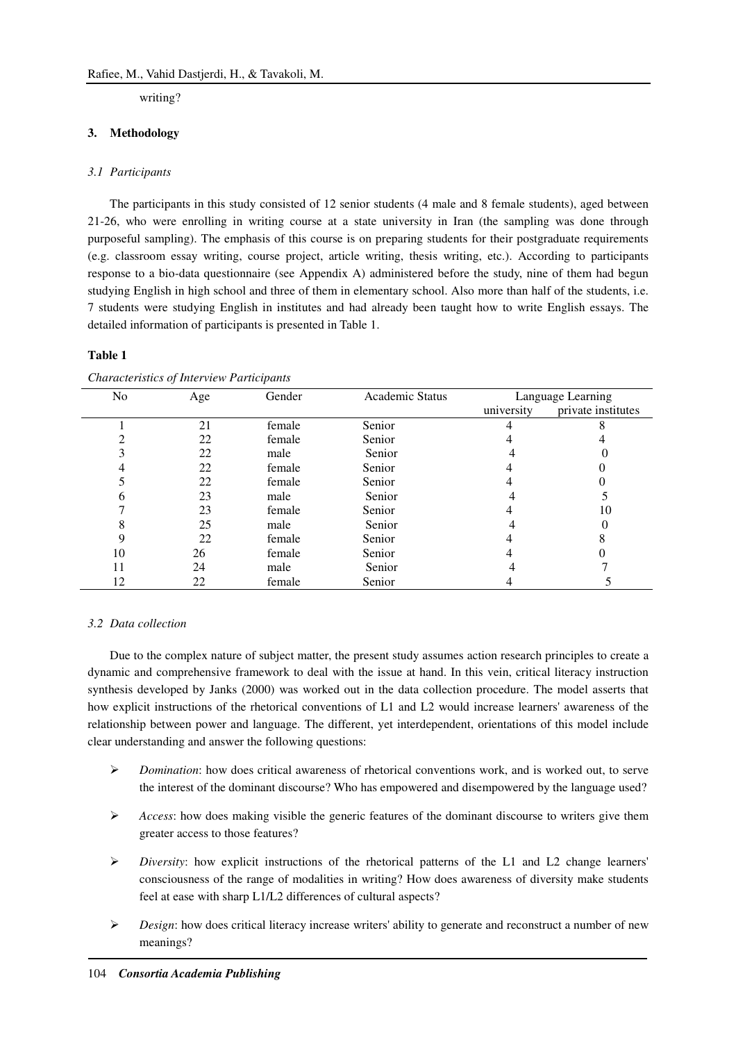writing?

## 3. Methodology

### *3.1 Participants*

The participants in this study consisted of 12 senior students (4 male and 8 female students), aged between 21-26, who were enrolling in writing course at a state university in Iran (the sampling was done through purposeful sampling). The emphasis of this course is on preparing students for their postgraduate requirements (e.g. classroom essay writing, course project, article writing, thesis writing, etc.). According to participants response to a bio-data questionnaire (see Appendix A) administered before the study, nine of them had begun studying English in high school and three of them in elementary school. Also more than half of the students, i.e. 7 students were studying English in institutes and had already been taught how to write English essays. The detailed information of participants is presented in Table 1.

**Table 1**

*Characteristics of Interview Participants*

| No | Age | Gender | Academic Status | Language Learning | |
|---|---|---|---|---|---|
| | | | | university | private institutes |
| 1 | 21 | female | Senior | 4 | 8 |
| 2 | 22 | female | Senior | 4 | 4 |
| 3 | 22 | male | Senior | 4 | 0 |
| 4 | 22 | female | Senior | 4 | 0 |
| 5 | 22 | female | Senior | 4 | 0 |
| 6 | 23 | male | Senior | 4 | 5 |
| 7 | 23 | female | Senior | 4 | 10 |
| 8 | 25 | male | Senior | 4 | 0 |
| 9 | 22 | female | Senior | 4 | 8 |
| 10 | 26 | female | Senior | 4 | 0 |
| 11 | 24 | male | Senior | 4 | 7 |
| 12 | 22 | female | Senior | 4 | 5 |

### *3.2 Data collection*

Due to the complex nature of subject matter, the present study assumes action research principles to create a dynamic and comprehensive framework to deal with the issue at hand. In this vein, critical literacy instruction synthesis developed by Janks (2000) was worked out in the data collection procedure. The model asserts that how explicit instructions of the rhetorical conventions of L1 and L2 would increase learners' awareness of the relationship between power and language. The different, yet interdependent, orientations of this model include clear understanding and answer the following questions:

- *Domination*: how does critical awareness of rhetorical conventions work, and is worked out, to serve the interest of the dominant discourse? Who has empowered and disempowered by the language used?
- *Access*: how does making visible the generic features of the dominant discourse to writers give them greater access to those features?
- *Diversity*: how explicit instructions of the rhetorical patterns of the L1 and L2 change learners' consciousness of the range of modalities in writing? How does awareness of diversity make students feel at ease with sharp L1/L2 differences of cultural aspects?
- *Design*: how does critical literacy increase writers' ability to generate and reconstruct a number of new meanings?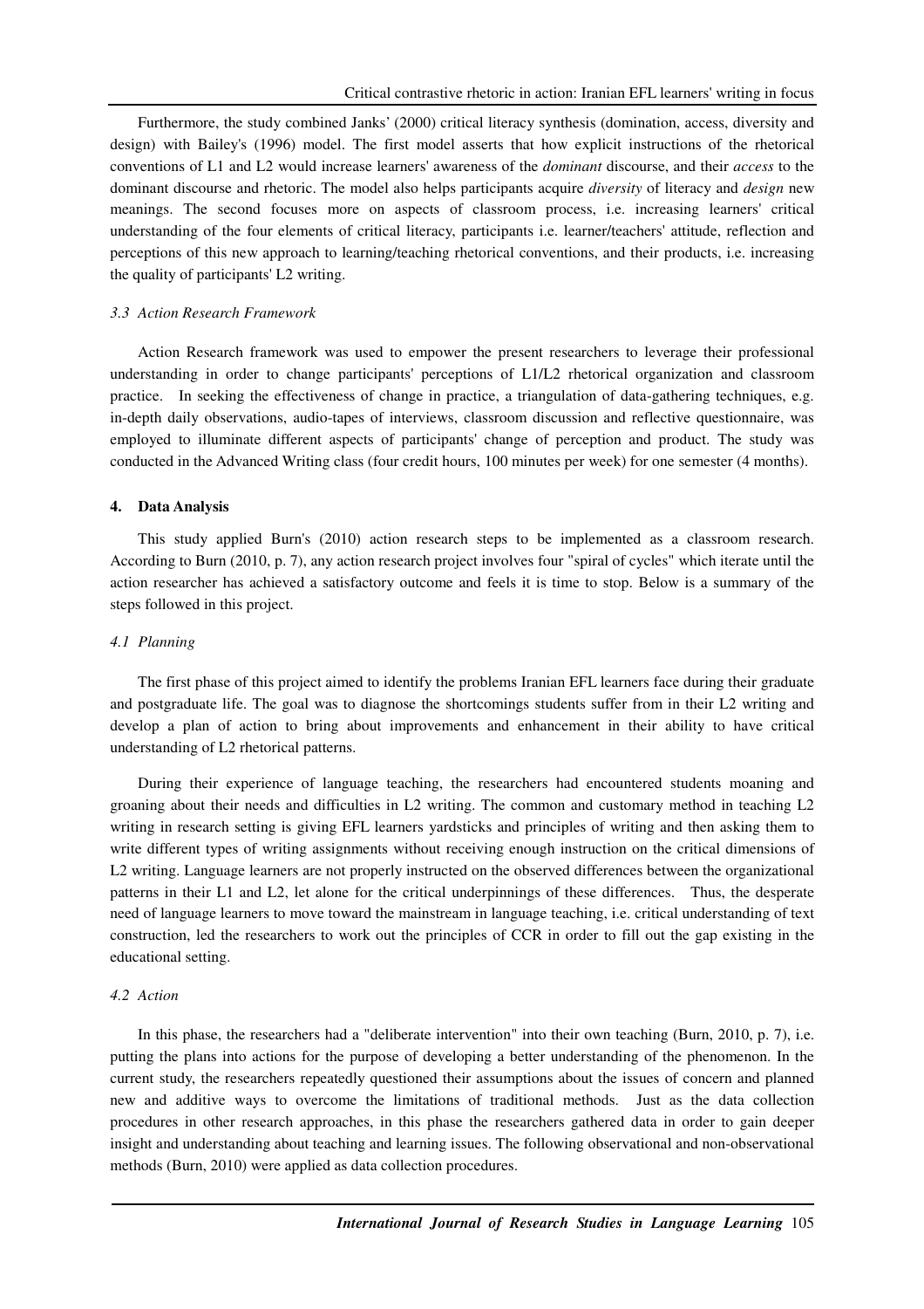Furthermore, the study combined Janks' (2000) critical literacy synthesis (domination, access, diversity and design) with Bailey's (1996) model. The first model asserts that how explicit instructions of the rhetorical conventions of L1 and L2 would increase learners' awareness of the *dominant* discourse, and their *access* to the dominant discourse and rhetoric. The model also helps participants acquire *diversity* of literacy and *design* new meanings. The second focuses more on aspects of classroom process, i.e. increasing learners' critical understanding of the four elements of critical literacy, participants i.e. learner/teachers' attitude, reflection and perceptions of this new approach to learning/teaching rhetorical conventions, and their products, i.e. increasing the quality of participants' L2 writing.

### *3.3 Action Research Framework*

Action Research framework was used to empower the present researchers to leverage their professional understanding in order to change participants' perceptions of L1/L2 rhetorical organization and classroom practice. In seeking the effectiveness of change in practice, a triangulation of data-gathering techniques, e.g. in-depth daily observations, audio-tapes of interviews, classroom discussion and reflective questionnaire, was employed to illuminate different aspects of participants' change of perception and product. The study was conducted in the Advanced Writing class (four credit hours, 100 minutes per week) for one semester (4 months).

## **4. Data Analysis**

This study applied Burn's (2010) action research steps to be implemented as a classroom research. According to Burn (2010, p. 7), any action research project involves four "spiral of cycles" which iterate until the action researcher has achieved a satisfactory outcome and feels it is time to stop. Below is a summary of the steps followed in this project.

### *4.1 Planning*

The first phase of this project aimed to identify the problems Iranian EFL learners face during their graduate and postgraduate life. The goal was to diagnose the shortcomings students suffer from in their L2 writing and develop a plan of action to bring about improvements and enhancement in their ability to have critical understanding of L2 rhetorical patterns.

During their experience of language teaching, the researchers had encountered students moaning and groaning about their needs and difficulties in L2 writing. The common and customary method in teaching L2 writing in research setting is giving EFL learners yardsticks and principles of writing and then asking them to write different types of writing assignments without receiving enough instruction on the critical dimensions of L2 writing. Language learners are not properly instructed on the observed differences between the organizational patterns in their L1 and L2, let alone for the critical underpinnings of these differences. Thus, the desperate need of language learners to move toward the mainstream in language teaching, i.e. critical understanding of text construction, led the researchers to work out the principles of CCR in order to fill out the gap existing in the educational setting.

### *4.2 Action*

In this phase, the researchers had a "deliberate intervention" into their own teaching (Burn, 2010, p. 7), i.e. putting the plans into actions for the purpose of developing a better understanding of the phenomenon. In the current study, the researchers repeatedly questioned their assumptions about the issues of concern and planned new and additive ways to overcome the limitations of traditional methods. Just as the data collection procedures in other research approaches, in this phase the researchers gathered data in order to gain deeper insight and understanding about teaching and learning issues. The following observational and non-observational methods (Burn, 2010) were applied as data collection procedures.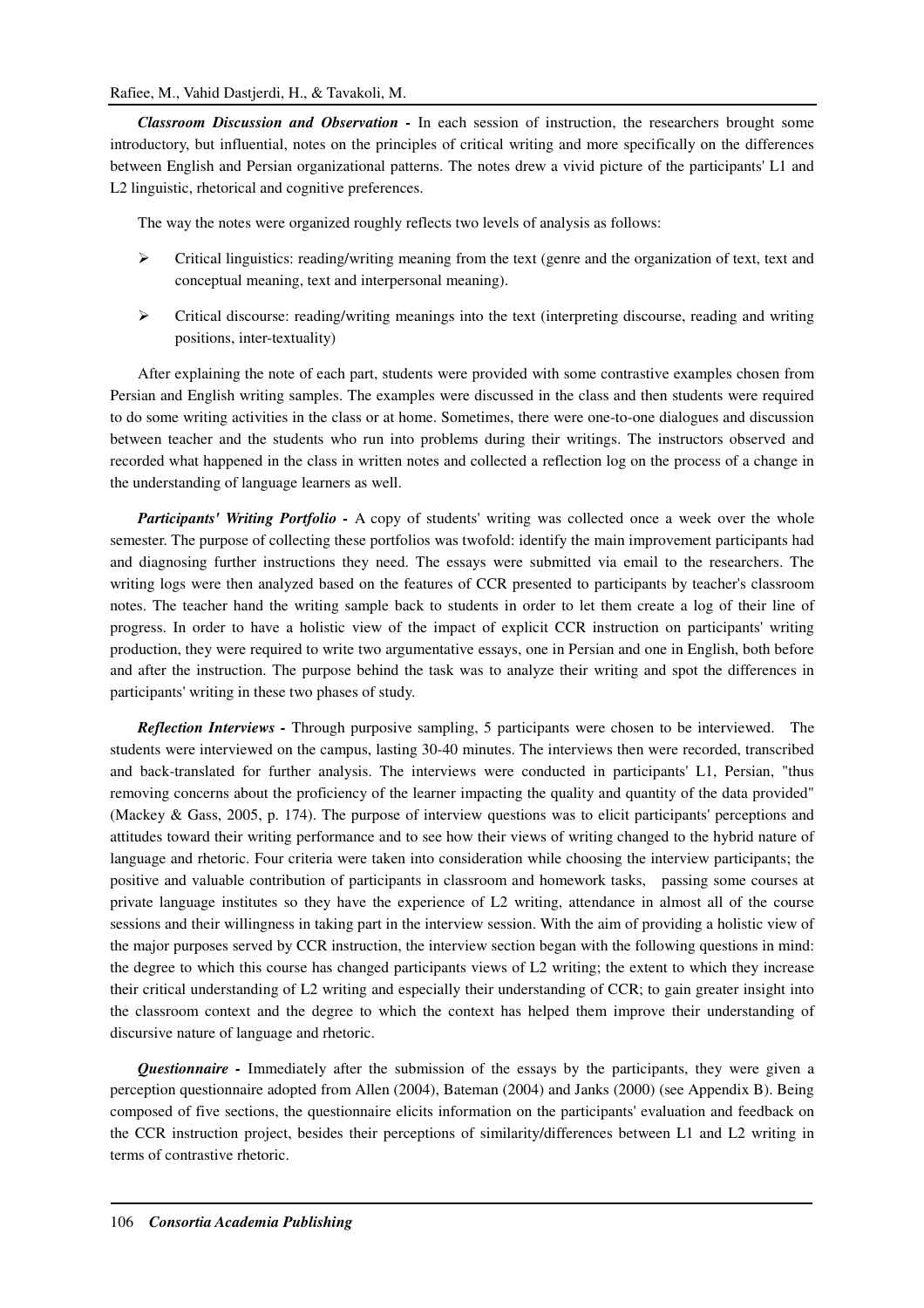***Classroom Discussion and Observation -*** In each session of instruction, the researchers brought some introductory, but influential, notes on the principles of critical writing and more specifically on the differences between English and Persian organizational patterns. The notes drew a vivid picture of the participants' L1 and L2 linguistic, rhetorical and cognitive preferences.

The way the notes were organized roughly reflects two levels of analysis as follows:

- Critical linguistics: reading/writing meaning from the text (genre and the organization of text, text and conceptual meaning, text and interpersonal meaning).
- Critical discourse: reading/writing meanings into the text (interpreting discourse, reading and writing positions, inter-textuality)

After explaining the note of each part, students were provided with some contrastive examples chosen from Persian and English writing samples. The examples were discussed in the class and then students were required to do some writing activities in the class or at home. Sometimes, there were one-to-one dialogues and discussion between teacher and the students who run into problems during their writings. The instructors observed and recorded what happened in the class in written notes and collected a reflection log on the process of a change in the understanding of language learners as well.

***Participants' Writing Portfolio -*** A copy of students' writing was collected once a week over the whole semester. The purpose of collecting these portfolios was twofold: identify the main improvement participants had and diagnosing further instructions they need. The essays were submitted via email to the researchers. The writing logs were then analyzed based on the features of CCR presented to participants by teacher's classroom notes. The teacher hand the writing sample back to students in order to let them create a log of their line of progress. In order to have a holistic view of the impact of explicit CCR instruction on participants' writing production, they were required to write two argumentative essays, one in Persian and one in English, both before and after the instruction. The purpose behind the task was to analyze their writing and spot the differences in participants' writing in these two phases of study.

***Reflection Interviews -*** Through purposive sampling, 5 participants were chosen to be interviewed. The students were interviewed on the campus, lasting 30-40 minutes. The interviews then were recorded, transcribed and back-translated for further analysis. The interviews were conducted in participants' L1, Persian, "thus removing concerns about the proficiency of the learner impacting the quality and quantity of the data provided" (Mackey & Gass, 2005, p. 174). The purpose of interview questions was to elicit participants' perceptions and attitudes toward their writing performance and to see how their views of writing changed to the hybrid nature of language and rhetoric. Four criteria were taken into consideration while choosing the interview participants; the positive and valuable contribution of participants in classroom and homework tasks, passing some courses at private language institutes so they have the experience of L2 writing, attendance in almost all of the course sessions and their willingness in taking part in the interview session. With the aim of providing a holistic view of the major purposes served by CCR instruction, the interview section began with the following questions in mind: the degree to which this course has changed participants views of L2 writing; the extent to which they increase their critical understanding of L2 writing and especially their understanding of CCR; to gain greater insight into the classroom context and the degree to which the context has helped them improve their understanding of discursive nature of language and rhetoric.

***Questionnaire -*** Immediately after the submission of the essays by the participants, they were given a perception questionnaire adopted from Allen (2004), Bateman (2004) and Janks (2000) (see Appendix B). Being composed of five sections, the questionnaire elicits information on the participants' evaluation and feedback on the CCR instruction project, besides their perceptions of similarity/differences between L1 and L2 writing in terms of contrastive rhetoric.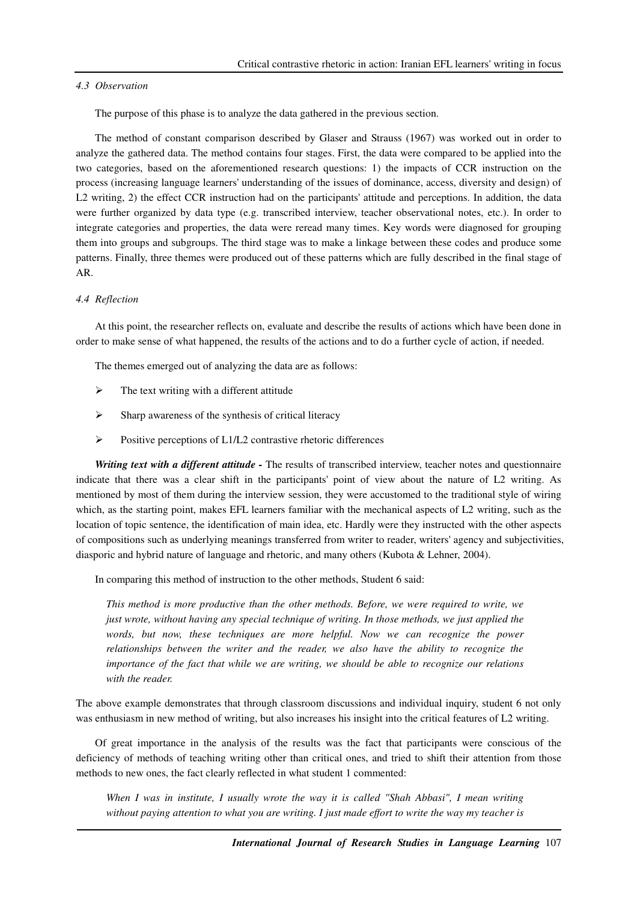### 4.3 Observation

The purpose of this phase is to analyze the data gathered in the previous section.

The method of constant comparison described by Glaser and Strauss (1967) was worked out in order to analyze the gathered data. The method contains four stages. First, the data were compared to be applied into the two categories, based on the aforementioned research questions: 1) the impacts of CCR instruction on the process (increasing language learners' understanding of the issues of dominance, access, diversity and design) of L2 writing, 2) the effect CCR instruction had on the participants' attitude and perceptions. In addition, the data were further organized by data type (e.g. transcribed interview, teacher observational notes, etc.). In order to integrate categories and properties, the data were reread many times. Key words were diagnosed for grouping them into groups and subgroups. The third stage was to make a linkage between these codes and produce some patterns. Finally, three themes were produced out of these patterns which are fully described in the final stage of AR.

### 4.4 Reflection

At this point, the researcher reflects on, evaluate and describe the results of actions which have been done in order to make sense of what happened, the results of the actions and to do a further cycle of action, if needed.

The themes emerged out of analyzing the data are as follows:

- The text writing with a different attitude
- Sharp awareness of the synthesis of critical literacy
- Positive perceptions of L1/L2 contrastive rhetoric differences

***Writing text with a different attitude -*** The results of transcribed interview, teacher notes and questionnaire indicate that there was a clear shift in the participants' point of view about the nature of L2 writing. As mentioned by most of them during the interview session, they were accustomed to the traditional style of wiring which, as the starting point, makes EFL learners familiar with the mechanical aspects of L2 writing, such as the location of topic sentence, the identification of main idea, etc. Hardly were they instructed with the other aspects of compositions such as underlying meanings transferred from writer to reader, writers' agency and subjectivities, diasporic and hybrid nature of language and rhetoric, and many others (Kubota & Lehner, 2004).

In comparing this method of instruction to the other methods, Student 6 said:

> *This method is more productive than the other methods. Before, we were required to write, we just wrote, without having any special technique of writing. In those methods, we just applied the words, but now, these techniques are more helpful. Now we can recognize the power relationships between the writer and the reader, we also have the ability to recognize the importance of the fact that while we are writing, we should be able to recognize our relations with the reader.*

The above example demonstrates that through classroom discussions and individual inquiry, student 6 not only was enthusiasm in new method of writing, but also increases his insight into the critical features of L2 writing.

Of great importance in the analysis of the results was the fact that participants were conscious of the deficiency of methods of teaching writing other than critical ones, and tried to shift their attention from those methods to new ones, the fact clearly reflected in what student 1 commented:

> *When I was in institute, I usually wrote the way it is called "Shah Abbasi", I mean writing without paying attention to what you are writing. I just made effort to write the way my teacher is*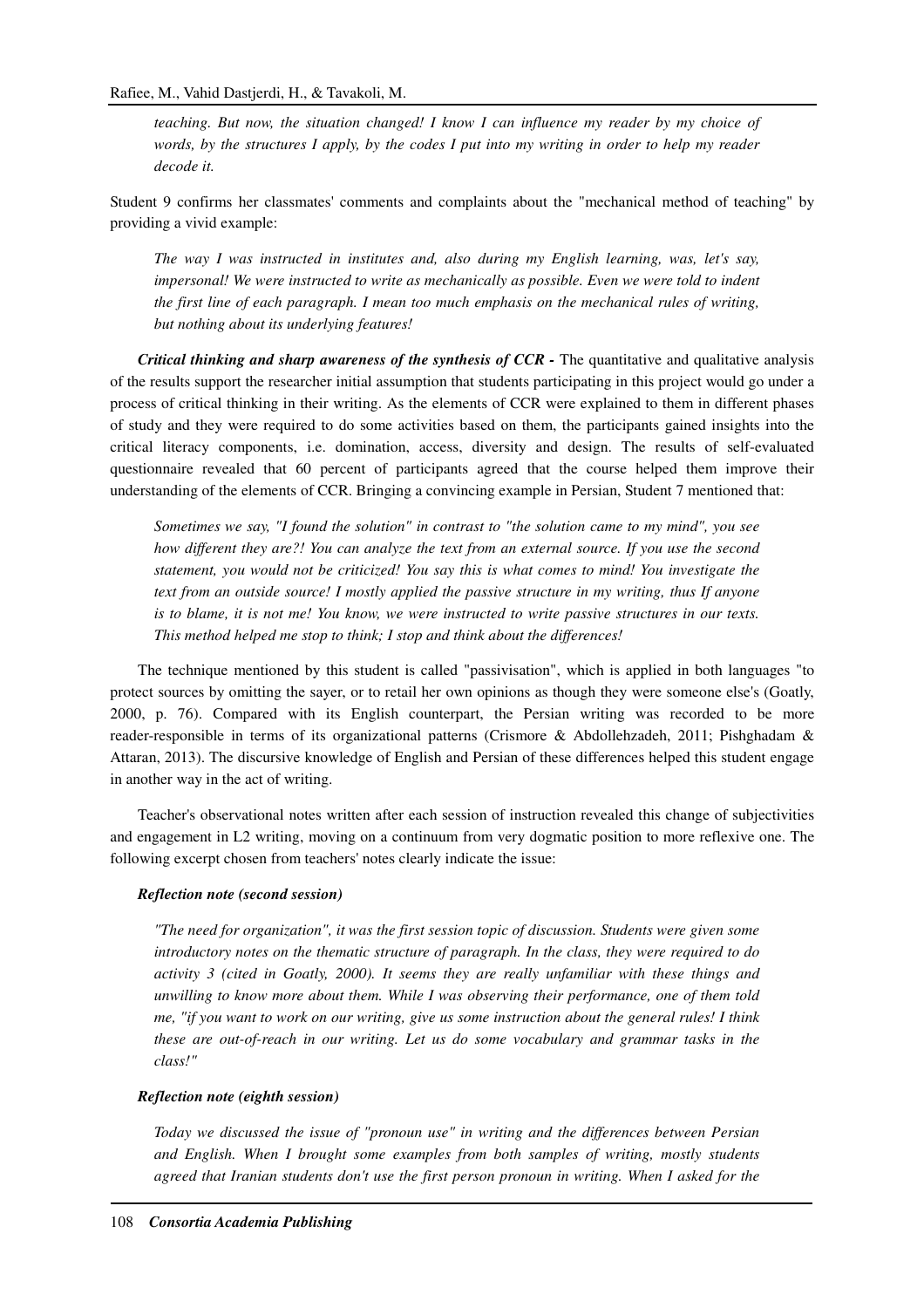*teaching. But now, the situation changed! I know I can influence my reader by my choice of words, by the structures I apply, by the codes I put into my writing in order to help my reader decode it.*

Student 9 confirms her classmates' comments and complaints about the "mechanical method of teaching" by providing a vivid example:

> *The way I was instructed in institutes and, also during my English learning, was, let's say, impersonal! We were instructed to write as mechanically as possible. Even we were told to indent the first line of each paragraph. I mean too much emphasis on the mechanical rules of writing, but nothing about its underlying features!*

***Critical thinking and sharp awareness of the synthesis of CCR -*** The quantitative and qualitative analysis of the results support the researcher initial assumption that students participating in this project would go under a process of critical thinking in their writing. As the elements of CCR were explained to them in different phases of study and they were required to do some activities based on them, the participants gained insights into the critical literacy components, i.e. domination, access, diversity and design. The results of self-evaluated questionnaire revealed that 60 percent of participants agreed that the course helped them improve their understanding of the elements of CCR. Bringing a convincing example in Persian, Student 7 mentioned that:

> *Sometimes we say, "I found the solution" in contrast to "the solution came to my mind", you see how different they are?! You can analyze the text from an external source. If you use the second statement, you would not be criticized! You say this is what comes to mind! You investigate the text from an outside source! I mostly applied the passive structure in my writing, thus If anyone is to blame, it is not me! You know, we were instructed to write passive structures in our texts. This method helped me stop to think; I stop and think about the differences!*

The technique mentioned by this student is called "passivisation", which is applied in both languages "to protect sources by omitting the sayer, or to retail her own opinions as though they were someone else's (Goatly, 2000, p. 76). Compared with its English counterpart, the Persian writing was recorded to be more reader-responsible in terms of its organizational patterns (Crismore & Abdollehzadeh, 2011; Pishghadam & Attaran, 2013). The discursive knowledge of English and Persian of these differences helped this student engage in another way in the act of writing.

Teacher's observational notes written after each session of instruction revealed this change of subjectivities and engagement in L2 writing, moving on a continuum from very dogmatic position to more reflexive one. The following excerpt chosen from teachers' notes clearly indicate the issue:

***Reflection note (second session)***

> *"The need for organization", it was the first session topic of discussion. Students were given some introductory notes on the thematic structure of paragraph. In the class, they were required to do activity 3 (cited in Goatly, 2000). It seems they are really unfamiliar with these things and unwilling to know more about them. While I was observing their performance, one of them told me, "if you want to work on our writing, give us some instruction about the general rules! I think these are out-of-reach in our writing. Let us do some vocabulary and grammar tasks in the class!"*

***Reflection note (eighth session)***

> *Today we discussed the issue of "pronoun use" in writing and the differences between Persian and English. When I brought some examples from both samples of writing, mostly students agreed that Iranian students don't use the first person pronoun in writing. When I asked for the*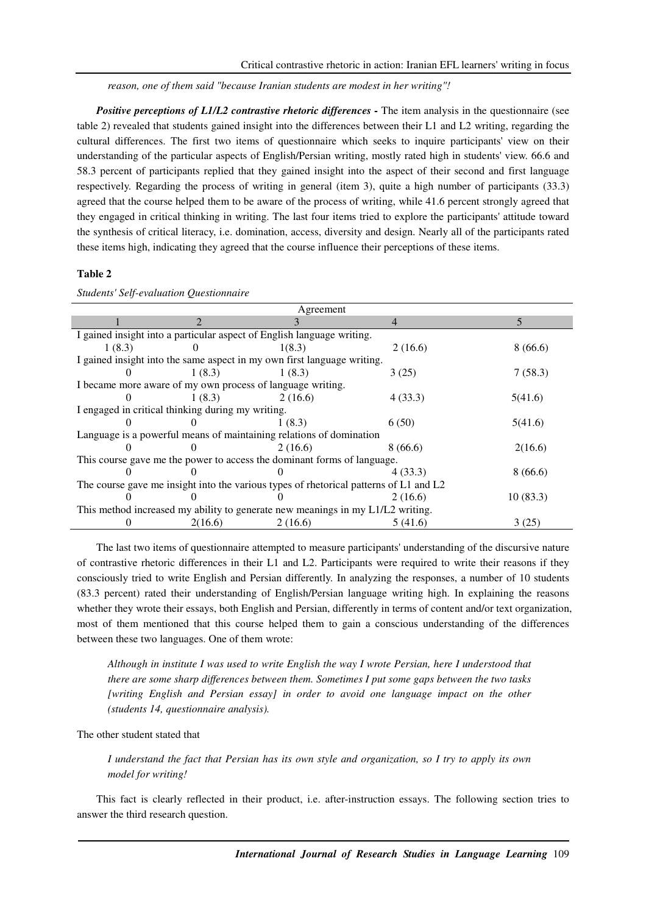*reason, one of them said "because Iranian students are modest in her writing"!*

***Positive perceptions of L1/L2 contrastive rhetoric differences -*** The item analysis in the questionnaire (see table 2) revealed that students gained insight into the differences between their L1 and L2 writing, regarding the cultural differences. The first two items of questionnaire which seeks to inquire participants' view on their understanding of the particular aspects of English/Persian writing, mostly rated high in students' view. 66.6 and 58.3 percent of participants replied that they gained insight into the aspect of their second and first language respectively. Regarding the process of writing in general (item 3), quite a high number of participants (33.3) agreed that the course helped them to be aware of the process of writing, while 41.6 percent strongly agreed that they engaged in critical thinking in writing. The last four items tried to explore the participants' attitude toward the synthesis of critical literacy, i.e. domination, access, diversity and design. Nearly all of the participants rated these items high, indicating they agreed that the course influence their perceptions of these items.

**Table 2**

*Students' Self-evaluation Questionnaire*

| Agreement | | | | |
|---|---|---|---|---|
| 1 | 2 | 3 | 4 | 5 |
| I gained insight into a particular aspect of English language writing. | | | | |
| 1 (8.3) | 0 | 1(8.3) | 2 (16.6) | 8 (66.6) |
| I gained insight into the same aspect in my own first language writing. | | | | |
| 0 | 1 (8.3) | 1 (8.3) | 3 (25) | 7 (58.3) |
| I became more aware of my own process of language writing. | | | | |
| 0 | 1 (8.3) | 2 (16.6) | 4 (33.3) | 5(41.6) |
| I engaged in critical thinking during my writing. | | | | |
| 0 | 0 | 1 (8.3) | 6 (50) | 5(41.6) |
| Language is a powerful means of maintaining relations of domination | | | | |
| 0 | 0 | 2 (16.6) | 8 (66.6) | 2(16.6) |
| This course gave me the power to access the dominant forms of language. | | | | |
| 0 | 0 | 0 | 4 (33.3) | 8 (66.6) |
| The course gave me insight into the various types of rhetorical patterns of L1 and L2 | | | | |
| 0 | 0 | 0 | 2 (16.6) | 10 (83.3) |
| This method increased my ability to generate new meanings in my L1/L2 writing. | | | | |
| 0 | 2(16.6) | 2 (16.6) | 5 (41.6) | 3 (25) |

The last two items of questionnaire attempted to measure participants' understanding of the discursive nature of contrastive rhetoric differences in their L1 and L2. Participants were required to write their reasons if they consciously tried to write English and Persian differently. In analyzing the responses, a number of 10 students (83.3 percent) rated their understanding of English/Persian language writing high. In explaining the reasons whether they wrote their essays, both English and Persian, differently in terms of content and/or text organization, most of them mentioned that this course helped them to gain a conscious understanding of the differences between these two languages. One of them wrote:

> *Although in institute I was used to write English the way I wrote Persian, here I understood that there are some sharp differences between them. Sometimes I put some gaps between the two tasks [writing English and Persian essay] in order to avoid one language impact on the other (students 14, questionnaire analysis).*

The other student stated that

> *I understand the fact that Persian has its own style and organization, so I try to apply its own model for writing!*

This fact is clearly reflected in their product, i.e. after-instruction essays. The following section tries to answer the third research question.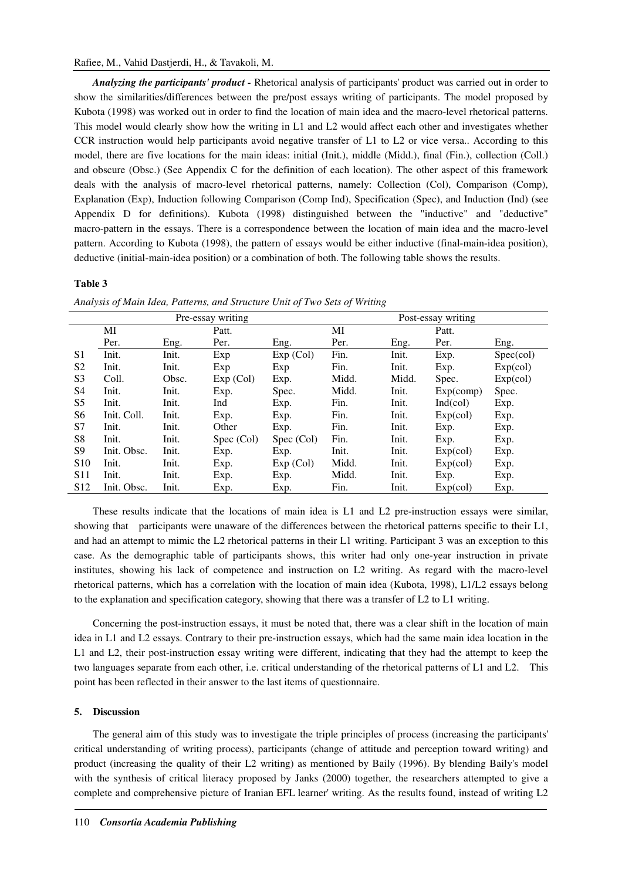***Analyzing the participants' product -*** Rhetorical analysis of participants' product was carried out in order to show the similarities/differences between the pre/post essays writing of participants. The model proposed by Kubota (1998) was worked out in order to find the location of main idea and the macro-level rhetorical patterns. This model would clearly show how the writing in L1 and L2 would affect each other and investigates whether CCR instruction would help participants avoid negative transfer of L1 to L2 or vice versa.. According to this model, there are five locations for the main ideas: initial (Init.), middle (Midd.), final (Fin.), collection (Coll.) and obscure (Obsc.) (See Appendix C for the definition of each location). The other aspect of this framework deals with the analysis of macro-level rhetorical patterns, namely: Collection (Col), Comparison (Comp), Explanation (Exp), Induction following Comparison (Comp Ind), Specification (Spec), and Induction (Ind) (see Appendix D for definitions). Kubota (1998) distinguished between the "inductive" and "deductive" macro-pattern in the essays. There is a correspondence between the location of main idea and the macro-level pattern. According to Kubota (1998), the pattern of essays would be either inductive (final-main-idea position), deductive (initial-main-idea position) or a combination of both. The following table shows the results.

**Table 3**

*Analysis of Main Idea, Patterns, and Structure Unit of Two Sets of Writing*

| | Pre-essay writing | | | | Post-essay writing | | | |
|---|---|---|---|---|---|---|---|---|
| | MI | | Patt. | | MI | | Patt. | |
| | Per. | Eng. | Per. | Eng. | Per. | Eng. | Per. | Eng. |
| S1 | Init. | Init. | Exp | Exp (Col) | Fin. | Init. | Exp. | Spec(col) |
| S2 | Init. | Init. | Exp | Exp | Fin. | Init. | Exp. | Exp(col) |
| S3 | Coll. | Obsc. | Exp (Col) | Exp. | Midd. | Midd. | Spec. | Exp(col) |
| S4 | Init. | Init. | Exp. | Spec. | Midd. | Init. | Exp(comp) | Spec. |
| S5 | Init. | Init. | Ind | Exp. | Fin. | Init. | Ind(col) | Exp. |
| S6 | Init. Coll. | Init. | Exp. | Exp. | Fin. | Init. | Exp(col) | Exp. |
| S7 | Init. | Init. | Other | Exp. | Fin. | Init. | Exp. | Exp. |
| S8 | Init. | Init. | Spec (Col) | Spec (Col) | Fin. | Init. | Exp. | Exp. |
| S9 | Init. Obsc. | Init. | Exp. | Exp. | Init. | Init. | Exp(col) | Exp. |
| S10 | Init. | Init. | Exp. | Exp (Col) | Midd. | Init. | Exp(col) | Exp. |
| S11 | Init. | Init. | Exp. | Exp. | Midd. | Init. | Exp. | Exp. |
| S12 | Init. Obsc. | Init. | Exp. | Exp. | Fin. | Init. | Exp(col) | Exp. |

These results indicate that the locations of main idea is L1 and L2 pre-instruction essays were similar, showing that participants were unaware of the differences between the rhetorical patterns specific to their L1, and had an attempt to mimic the L2 rhetorical patterns in their L1 writing. Participant 3 was an exception to this case. As the demographic table of participants shows, this writer had only one-year instruction in private institutes, showing his lack of competence and instruction on L2 writing. As regard with the macro-level rhetorical patterns, which has a correlation with the location of main idea (Kubota, 1998), L1/L2 essays belong to the explanation and specification category, showing that there was a transfer of L2 to L1 writing.

Concerning the post-instruction essays, it must be noted that, there was a clear shift in the location of main idea in L1 and L2 essays. Contrary to their pre-instruction essays, which had the same main idea location in the L1 and L2, their post-instruction essay writing were different, indicating that they had the attempt to keep the two languages separate from each other, i.e. critical understanding of the rhetorical patterns of L1 and L2. This point has been reflected in their answer to the last items of questionnaire.

## 5. Discussion

The general aim of this study was to investigate the triple principles of process (increasing the participants' critical understanding of writing process), participants (change of attitude and perception toward writing) and product (increasing the quality of their L2 writing) as mentioned by Baily (1996). By blending Baily's model with the synthesis of critical literacy proposed by Janks (2000) together, the researchers attempted to give a complete and comprehensive picture of Iranian EFL learner' writing. As the results found, instead of writing L2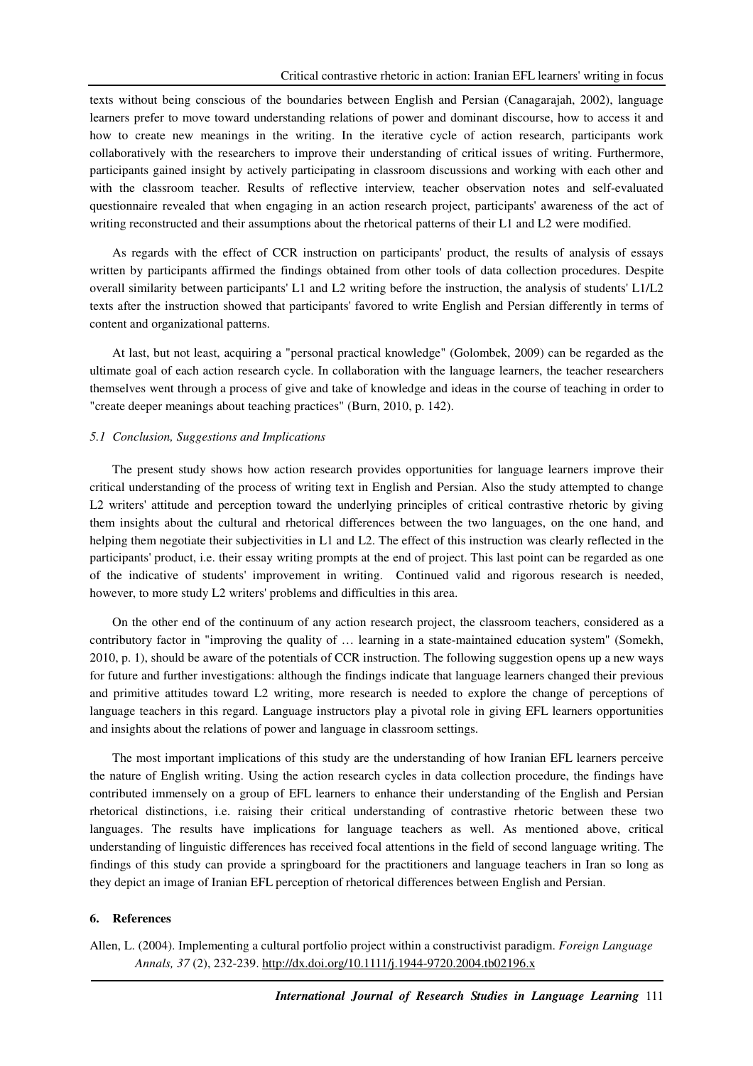texts without being conscious of the boundaries between English and Persian (Canagarajah, 2002), language learners prefer to move toward understanding relations of power and dominant discourse, how to access it and how to create new meanings in the writing. In the iterative cycle of action research, participants work collaboratively with the researchers to improve their understanding of critical issues of writing. Furthermore, participants gained insight by actively participating in classroom discussions and working with each other and with the classroom teacher. Results of reflective interview, teacher observation notes and self-evaluated questionnaire revealed that when engaging in an action research project, participants' awareness of the act of writing reconstructed and their assumptions about the rhetorical patterns of their L1 and L2 were modified.

As regards with the effect of CCR instruction on participants' product, the results of analysis of essays written by participants affirmed the findings obtained from other tools of data collection procedures. Despite overall similarity between participants' L1 and L2 writing before the instruction, the analysis of students' L1/L2 texts after the instruction showed that participants' favored to write English and Persian differently in terms of content and organizational patterns.

At last, but not least, acquiring a "personal practical knowledge" (Golombek, 2009) can be regarded as the ultimate goal of each action research cycle. In collaboration with the language learners, the teacher researchers themselves went through a process of give and take of knowledge and ideas in the course of teaching in order to "create deeper meanings about teaching practices" (Burn, 2010, p. 142).

### *5.1 Conclusion, Suggestions and Implications*

The present study shows how action research provides opportunities for language learners improve their critical understanding of the process of writing text in English and Persian. Also the study attempted to change L2 writers' attitude and perception toward the underlying principles of critical contrastive rhetoric by giving them insights about the cultural and rhetorical differences between the two languages, on the one hand, and helping them negotiate their subjectivities in L1 and L2. The effect of this instruction was clearly reflected in the participants' product, i.e. their essay writing prompts at the end of project. This last point can be regarded as one of the indicative of students' improvement in writing. Continued valid and rigorous research is needed, however, to more study L2 writers' problems and difficulties in this area.

On the other end of the continuum of any action research project, the classroom teachers, considered as a contributory factor in "improving the quality of … learning in a state-maintained education system" (Somekh, 2010, p. 1), should be aware of the potentials of CCR instruction. The following suggestion opens up a new ways for future and further investigations: although the findings indicate that language learners changed their previous and primitive attitudes toward L2 writing, more research is needed to explore the change of perceptions of language teachers in this regard. Language instructors play a pivotal role in giving EFL learners opportunities and insights about the relations of power and language in classroom settings.

The most important implications of this study are the understanding of how Iranian EFL learners perceive the nature of English writing. Using the action research cycles in data collection procedure, the findings have contributed immensely on a group of EFL learners to enhance their understanding of the English and Persian rhetorical distinctions, i.e. raising their critical understanding of contrastive rhetoric between these two languages. The results have implications for language teachers as well. As mentioned above, critical understanding of linguistic differences has received focal attentions in the field of second language writing. The findings of this study can provide a springboard for the practitioners and language teachers in Iran so long as they depict an image of Iranian EFL perception of rhetorical differences between English and Persian.

## 6. References

Allen, L. (2004). Implementing a cultural portfolio project within a constructivist paradigm. *Foreign Language Annals, 37* (2), 232-239. http://dx.doi.org/10.1111/j.1944-9720.2004.tb02196.x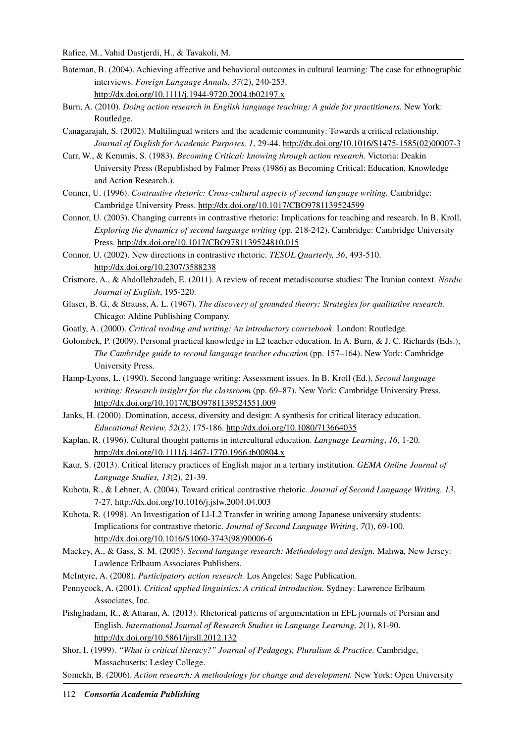Bateman, B. (2004). Achieving affective and behavioral outcomes in cultural learning: The case for ethnographic interviews. *Foreign Language Annals, 37*(2), 240-253. http://dx.doi.org/10.1111/j.1944-9720.2004.tb02197.x

Burn, A. (2010). *Doing action research in English language teaching: A guide for practitioners.* New York: Routledge.

Canagarajah, S. (2002). Multilingual writers and the academic community: Towards a critical relationship. *Journal of English for Academic Purposes, 1*, 29-44. http://dx.doi.org/10.1016/S1475-1585(02)00007-3

Carr, W., & Kemmis, S. (1983). *Becoming Critical: knowing through action research.* Victoria: Deakin University Press (Republished by Falmer Press (1986) as Becoming Critical: Education, Knowledge and Action Research.).

Conner, U. (1996). *Contrastive rhetoric: Cross-cultural aspects of second language writing.* Cambridge: Cambridge University Press. http://dx.doi.org/10.1017/CBO9781139524599

Connor, U. (2003). Changing currents in contrastive rhetoric: Implications for teaching and research. In B. Kroll, *Exploring the dynamics of second language writing* (pp. 218-242). Cambridge: Cambridge University Press. http://dx.doi.org/10.1017/CBO9781139524810.015

Connor, U. (2002). New directions in contrastive rhetoric. *TESOL Quarterly, 36*, 493-510. http://dx.doi.org/10.2307/3588238

Crismore, A., & Abdollehzadeh, E. (2011). A review of recent metadiscourse studies: The Iranian context. *Nordic Journal of English*, 195-220.

Glaser, B. G., & Strauss, A. L. (1967). *The discovery of grounded theory: Strategies for qualitative research.* Chicago: Aldine Publishing Company.

Goatly, A. (2000). *Critical reading and writing: An introductory coursebook.* London: Routledge.

Golombek, P. (2009). Personal practical knowledge in L2 teacher education. In A. Burn, & J. C. Richards (Eds.), *The Cambridge guide to second language teacher education* (pp. 157–164). New York: Cambridge University Press.

Hamp-Lyons, L. (1990). Second language writing: Assessment issues. In B. Kroll (Ed.), *Second language writing: Research insights for the classroom* (pp. 69–87). New York: Cambridge University Press. http://dx.doi.org/10.1017/CBO9781139524551.009

Janks, H. (2000). Domination, access, diversity and design: A synthesis for critical literacy education. *Educational Review, 52*(2), 175-186. http://dx.doi.org/10.1080/713664035

Kaplan, R. (1996). Cultural thought patterns in intercultural education. *Language Learning*, *16*, 1-20. http://dx.doi.org/10.1111/j.1467-1770.1966.tb00804.x

Kaur, S. (2013). Critical literacy practices of English major in a tertiary institution*. GEMA Online Journal of Language Studies, 13*(2)*,* 21-39.

Kubota, R., & Lehner, A. (2004). Toward critical contrastive rhetoric. *Journal of Second Language Writing, 13*, 7-27. http://dx.doi.org/10.1016/j.jslw.2004.04.003

Kubota, R. (1998). An Investigation of Ll-L2 Transfer in writing among Japanese university students: Implications for contrastive rhetoric. *Journal of Second Language Writing*, *7*(l), 69-100. http://dx.doi.org/10.1016/S1060-3743(98)90006-6

Mackey, A., & Gass, S. M. (2005). *Second language research: Methodology and design.* Mahwa, New Jersey: Lawlence Erlbaum Associates Publishers.

McIntyre, A. (2008). *Participatory action research.* Los Angeles: Sage Publication.

Pennycock, A. (2001). *Critical applied linguistics: A critical introduction.* Sydney: Lawrence Erlbaum Associates, Inc.

Pishghadam, R., & Attaran, A. (2013). Rhetorical patterns of argumentation in EFL journals of Persian and English. *International Journal of Research Studies in Language Learning, 2*(1), 81-90. http://dx.doi.org/10.5861/ijrsll.2012.132

Shor, I. (1999). *"What is critical literacy?" Journal of Pedagogy, Pluralism & Practice.* Cambridge, Massachusetts: Lesley College.

Somekh, B. (2006). *Action research: A methodology for change and development.* New York: Open University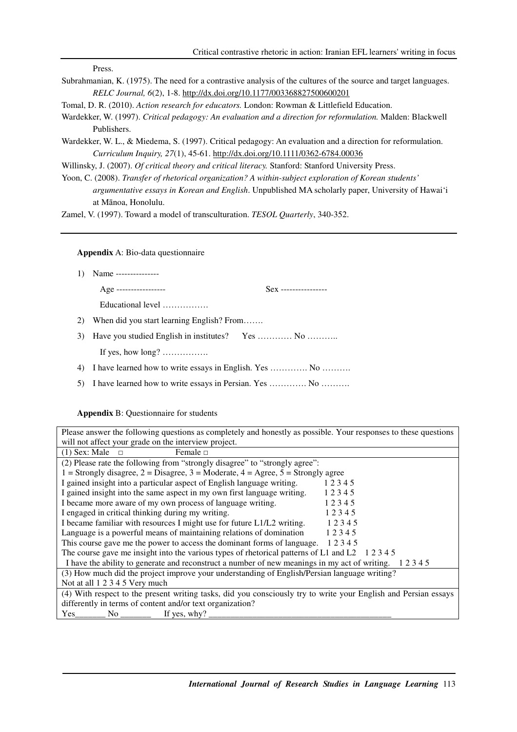Press.

Subrahmanian, K. (1975). The need for a contrastive analysis of the cultures of the source and target languages. *RELC Journal, 6*(2), 1-8. http://dx.doi.org/10.1177/003368827500600201

Tomal, D. R. (2010). *Action research for educators.* London: Rowman & Littlefield Education.

Wardekker, W. (1997). *Critical pedagogy: An evaluation and a direction for reformulation.* Malden: Blackwell Publishers.

Wardekker, W. L., & Miedema, S. (1997). Critical pedagogy: An evaluation and a direction for reformulation. *Curriculum Inquiry, 27*(1), 45-61. http://dx.doi.org/10.1111/0362-6784.00036

Willinsky, J. (2007). *Of critical theory and critical literacy.* Stanford: Stanford University Press.

Yoon, C. (2008). *Transfer of rhetorical organization? A within-subject exploration of Korean students' argumentative essays in Korean and English*. Unpublished MA scholarly paper, University of Hawai'i at Mānoa, Honolulu.

Zamel, V. (1997). Toward a model of transculturation. *TESOL Quarterly*, 340-352.

---

**Appendix** A: Bio-data questionnaire

1) Name ---------------

   Age -----------------   Sex ----------------

   Educational level …………….

2) When did you start learning English? From…….

3) Have you studied English in institutes?   Yes ………… No ………..

   If yes, how long? …………….

4) I have learned how to write essays in English. Yes …………. No ……….

5) I have learned how to write essays in Persian. Yes …………. No ……….

**Appendix** B: Questionnaire for students

| Please answer the following questions as completely and honestly as possible. Your responses to these questions will not affect your grade on the interview project. |
|---|
| (1) Sex: Male □   Female □ |
| (2) Please rate the following from "strongly disagree" to "strongly agree":<br>1 = Strongly disagree, 2 = Disagree, 3 = Moderate, 4 = Agree, 5 = Strongly agree<br>I gained insight into a particular aspect of English language writing. 1 2 3 4 5<br>I gained insight into the same aspect in my own first language writing. 1 2 3 4 5<br>I became more aware of my own process of language writing. 1 2 3 4 5<br>I engaged in critical thinking during my writing. 1 2 3 4 5<br>I became familiar with resources I might use for future L1/L2 writing. 1 2 3 4 5<br>Language is a powerful means of maintaining relations of domination 1 2 3 4 5<br>This course gave me the power to access the dominant forms of language. 1 2 3 4 5<br>The course gave me insight into the various types of rhetorical patterns of L1 and L2 1 2 3 4 5<br>I have the ability to generate and reconstruct a number of new meanings in my act of writing. 1 2 3 4 5 |
| (3) How much did the project improve your understanding of English/Persian language writing?<br>Not at all 1 2 3 4 5 Very much |
| (4) With respect to the present writing tasks, did you consciously try to write your English and Persian essays differently in terms of content and/or text organization?<br>Yes_______ No _______   If yes, why? ____________________________________________ |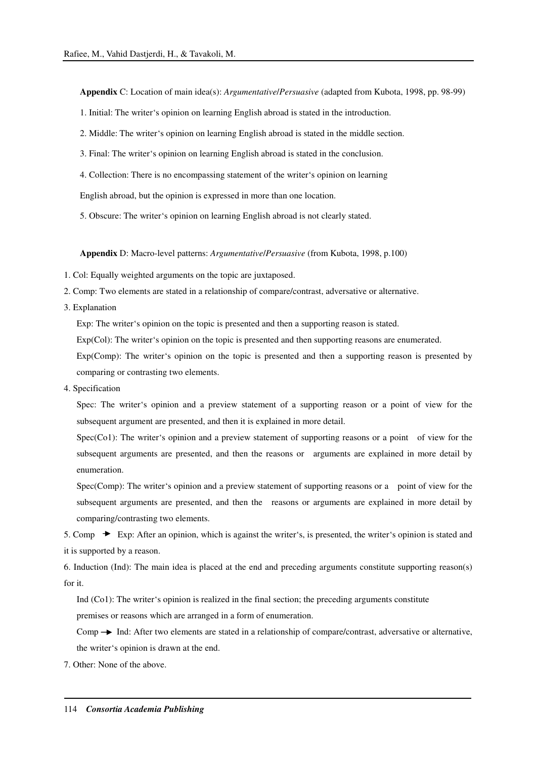**Appendix** C: Location of main idea(s): *Argumentative/Persuasive* (adapted from Kubota, 1998, pp. 98-99)

1. Initial: The writer's opinion on learning English abroad is stated in the introduction.
2. Middle: The writer's opinion on learning English abroad is stated in the middle section.
3. Final: The writer's opinion on learning English abroad is stated in the conclusion.
4. Collection: There is no encompassing statement of the writer's opinion on learning English abroad, but the opinion is expressed in more than one location.
5. Obscure: The writer's opinion on learning English abroad is not clearly stated.

**Appendix** D: Macro-level patterns: *Argumentative/Persuasive* (from Kubota, 1998, p.100)

1. Col: Equally weighted arguments on the topic are juxtaposed.
2. Comp: Two elements are stated in a relationship of compare/contrast, adversative or alternative.
3. Explanation

   Exp: The writer's opinion on the topic is presented and then a supporting reason is stated.

   Exp(Col): The writer's opinion on the topic is presented and then supporting reasons are enumerated.

   Exp(Comp): The writer's opinion on the topic is presented and then a supporting reason is presented by comparing or contrasting two elements.

4. Specification

   Spec: The writer's opinion and a preview statement of a supporting reason or a point of view for the subsequent argument are presented, and then it is explained in more detail.

   Spec(Co1): The writer's opinion and a preview statement of supporting reasons or a point of view for the subsequent arguments are presented, and then the reasons or arguments are explained in more detail by enumeration.

   Spec(Comp): The writer's opinion and a preview statement of supporting reasons or a point of view for the subsequent arguments are presented, and then the reasons or arguments are explained in more detail by comparing/contrasting two elements.

5. Comp ➔ Exp: After an opinion, which is against the writer's, is presented, the writer's opinion is stated and it is supported by a reason.
6. Induction (Ind): The main idea is placed at the end and preceding arguments constitute supporting reason(s) for it.

   Ind (Co1): The writer's opinion is realized in the final section; the preceding arguments constitute premises or reasons which are arranged in a form of enumeration.

   Comp ➔ Ind: After two elements are stated in a relationship of compare/contrast, adversative or alternative, the writer's opinion is drawn at the end.

7. Other: None of the above.